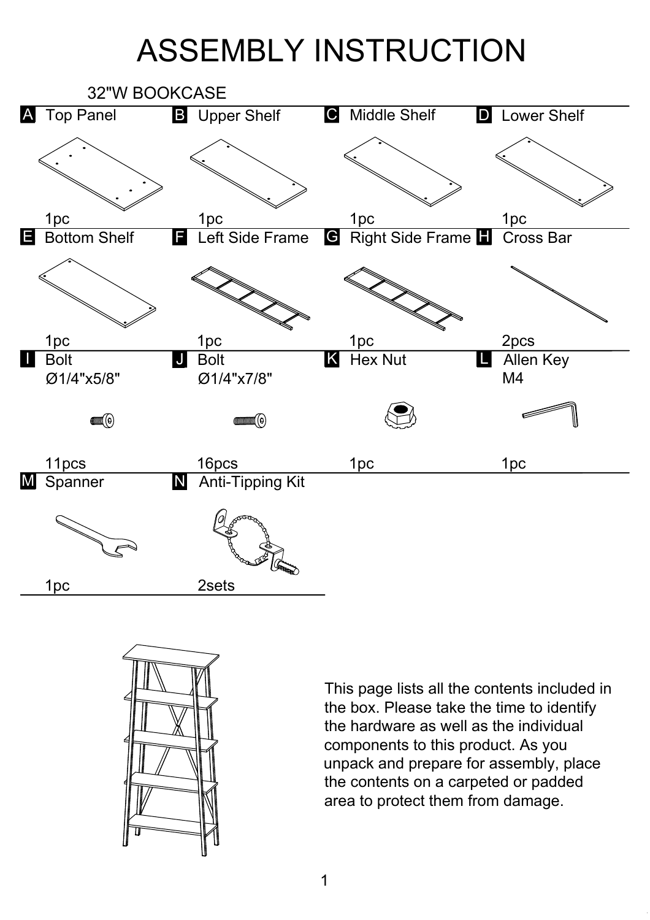# ASSEMBLY INSTRUCTION

## 32"W BOOKCASE

| Part | Name | Qty |
| --- | --- | --- |
| A | Top Panel | 1pc |
| B | Upper Shelf | 1pc |
| C | Middle Shelf | 1pc |
| D | Lower Shelf | 1pc |
| E | Bottom Shelf | 1pc |
| F | Left Side Frame | 1pc |
| G | Right Side Frame | 1pc |
| H | Cross Bar | 2pcs |
| I | Bolt Ø1/4"x5/8" | 11pcs |
| J | Bolt Ø1/4"x7/8" | 16pcs |
| K | Hex Nut | 1pc |
| L | Allen Key M4 | 1pc |
| M | Spanner | 1pc |
| N | Anti-Tipping Kit | 2sets |

This page lists all the contents included in the box. Please take the time to identify the hardware as well as the individual components to this product. As you unpack and prepare for assembly, place the contents on a carpeted or padded area to protect them from damage.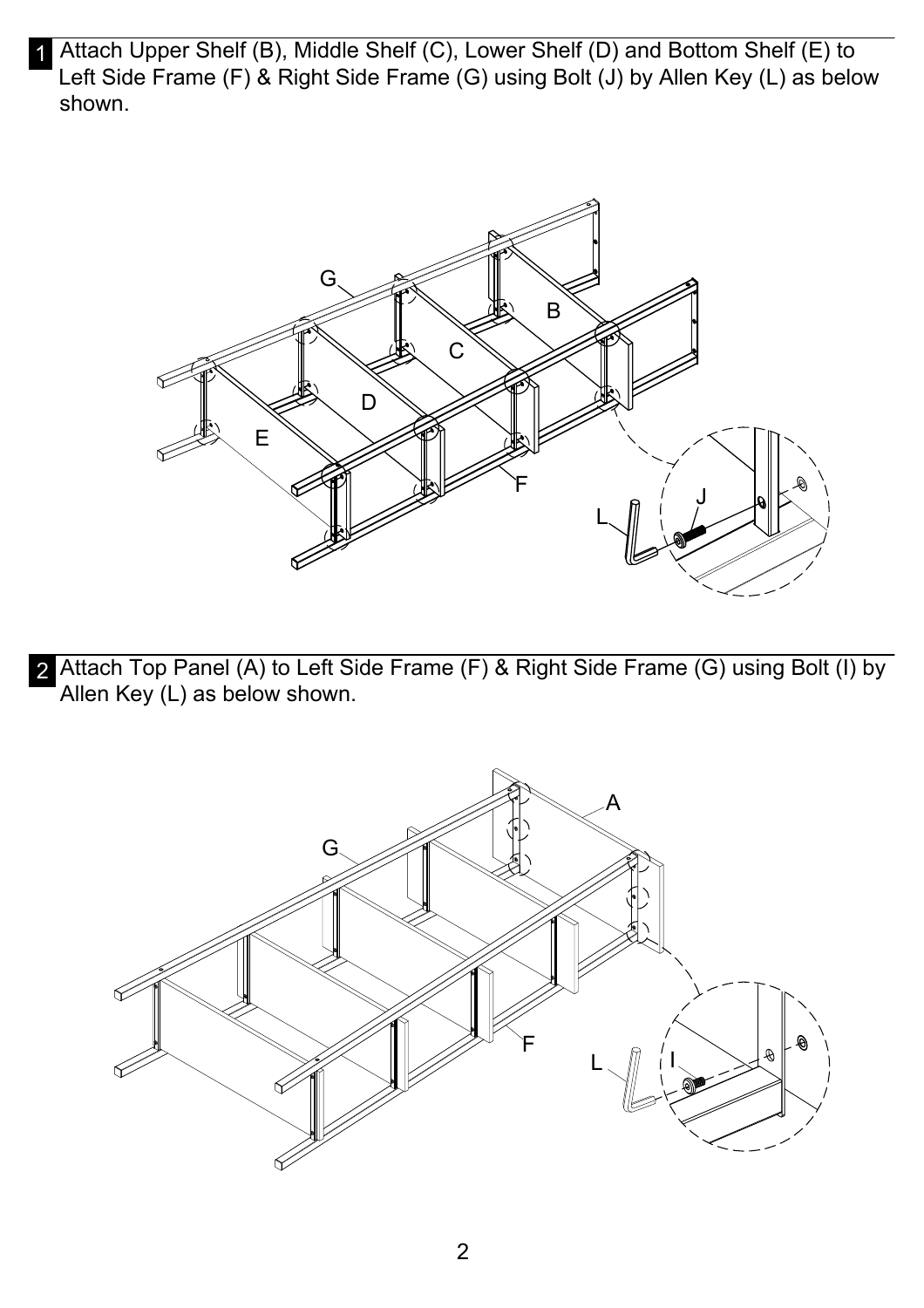1 Attach Upper Shelf (B), Middle Shelf (C), Lower Shelf (D) and Bottom Shelf (E) to Left Side Frame (F) & Right Side Frame (G) using Bolt (J) by Allen Key (L) as below shown.

2 Attach Top Panel (A) to Left Side Frame (F) & Right Side Frame (G) using Bolt (I) by Allen Key (L) as below shown.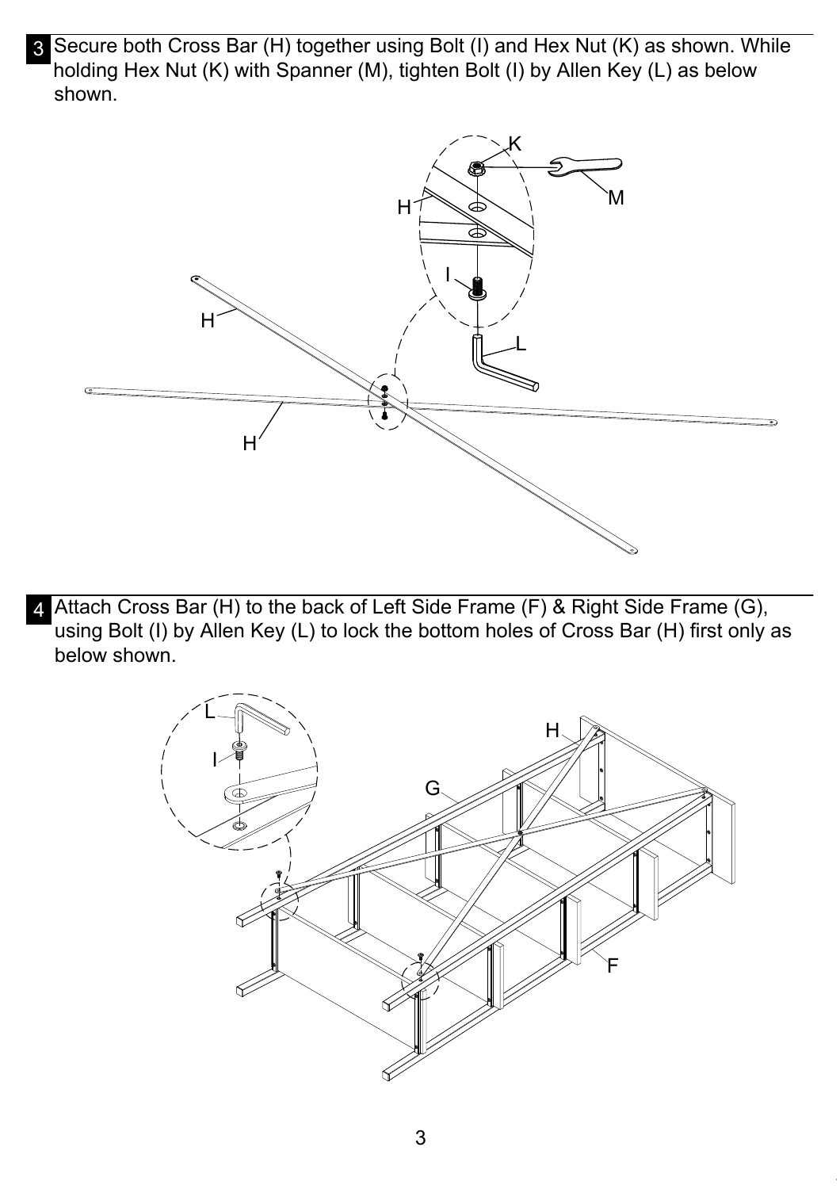**3** Secure both Cross Bar (H) together using Bolt (I) and Hex Nut (K) as shown. While holding Hex Nut (K) with Spanner (M), tighten Bolt (I) by Allen Key (L) as below shown.

**4** Attach Cross Bar (H) to the back of Left Side Frame (F) & Right Side Frame (G), using Bolt (I) by Allen Key (L) to lock the bottom holes of Cross Bar (H) first only as below shown.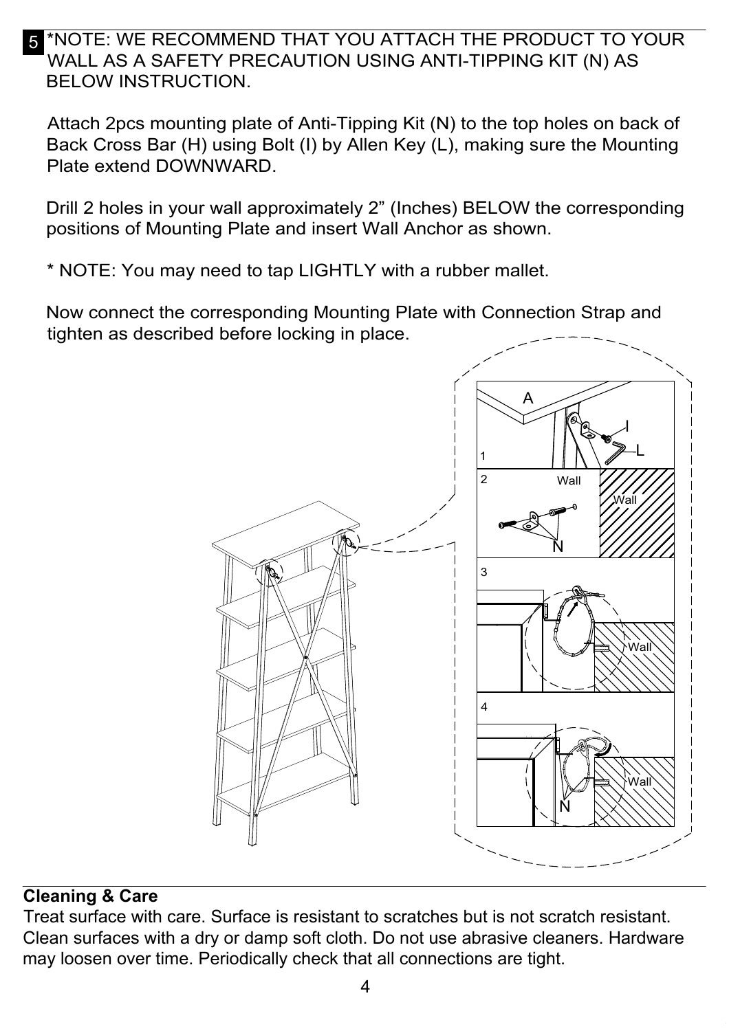5 *NOTE: WE RECOMMEND THAT YOU ATTACH THE PRODUCT TO YOUR WALL AS A SAFETY PRECAUTION USING ANTI-TIPPING KIT (N) AS BELOW INSTRUCTION.

Attach 2pcs mounting plate of Anti-Tipping Kit (N) to the top holes on back of Back Cross Bar (H) using Bolt (I) by Allen Key (L), making sure the Mounting Plate extend DOWNWARD.

Drill 2 holes in your wall approximately 2” (Inches) BELOW the corresponding positions of Mounting Plate and insert Wall Anchor as shown.

* NOTE: You may need to tap LIGHTLY with a rubber mallet.

Now connect the corresponding Mounting Plate with Connection Strap and tighten as described before locking in place.

A
I
L
1
2
Wall
Wall
N
3
Wall
4
Wall
N

**Cleaning & Care**

Treat surface with care. Surface is resistant to scratches but is not scratch resistant. Clean surfaces with a dry or damp soft cloth. Do not use abrasive cleaners. Hardware may loosen over time. Periodically check that all connections are tight.